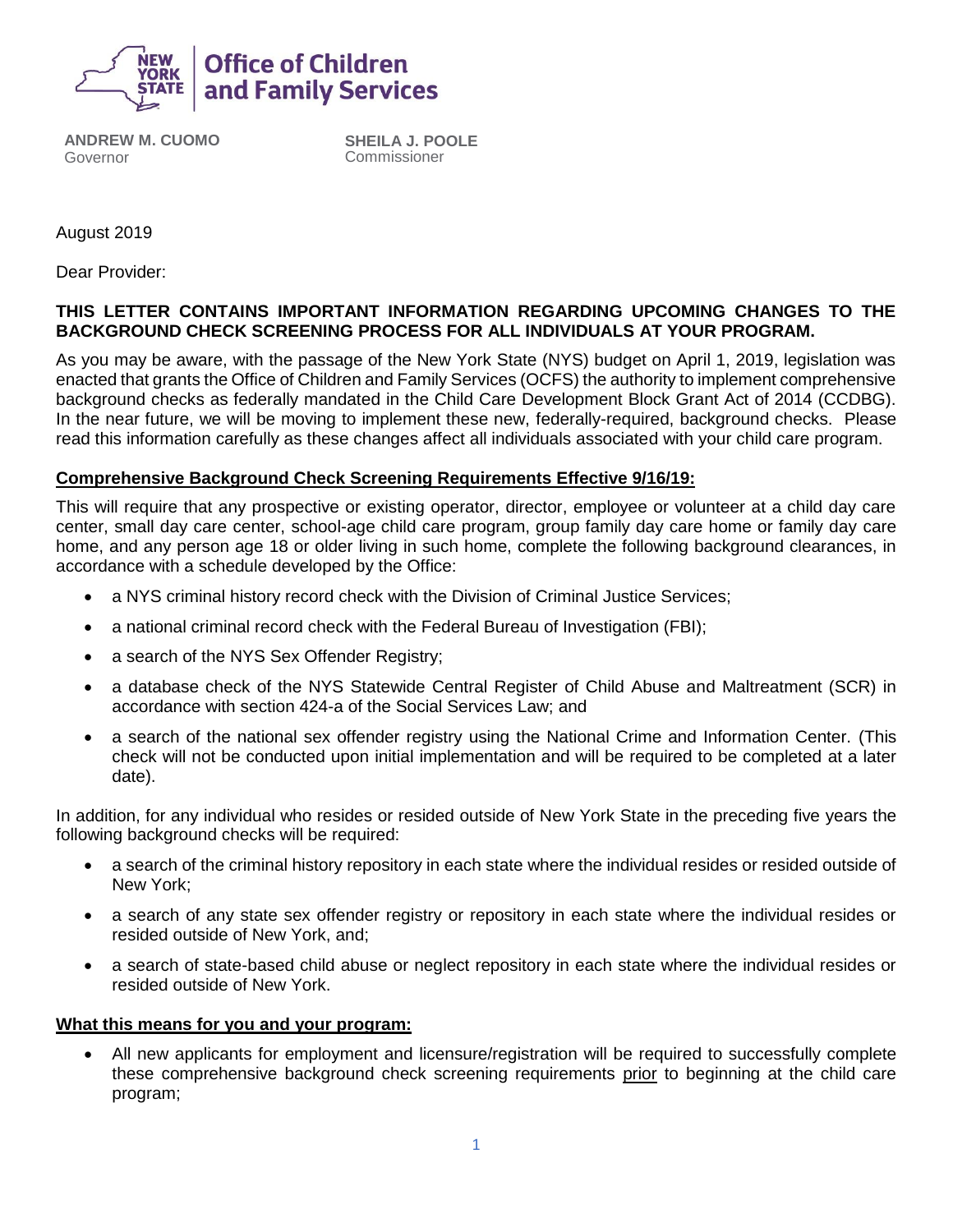**NEW YORK STATE** | **Office of Children and Family Services**

**ANDREW M. CUOMO**
Governor

**SHEILA J. POOLE**
Commissioner

August 2019

Dear Provider:

**THIS LETTER CONTAINS IMPORTANT INFORMATION REGARDING UPCOMING CHANGES TO THE BACKGROUND CHECK SCREENING PROCESS FOR ALL INDIVIDUALS AT YOUR PROGRAM.**

As you may be aware, with the passage of the New York State (NYS) budget on April 1, 2019, legislation was enacted that grants the Office of Children and Family Services (OCFS) the authority to implement comprehensive background checks as federally mandated in the Child Care Development Block Grant Act of 2014 (CCDBG). In the near future, we will be moving to implement these new, federally-required, background checks. Please read this information carefully as these changes affect all individuals associated with your child care program.

**Comprehensive Background Check Screening Requirements Effective 9/16/19:**

This will require that any prospective or existing operator, director, employee or volunteer at a child day care center, small day care center, school-age child care program, group family day care home or family day care home, and any person age 18 or older living in such home, complete the following background clearances, in accordance with a schedule developed by the Office:

- a NYS criminal history record check with the Division of Criminal Justice Services;
- a national criminal record check with the Federal Bureau of Investigation (FBI);
- a search of the NYS Sex Offender Registry;
- a database check of the NYS Statewide Central Register of Child Abuse and Maltreatment (SCR) in accordance with section 424-a of the Social Services Law; and
- a search of the national sex offender registry using the National Crime and Information Center. (This check will not be conducted upon initial implementation and will be required to be completed at a later date).

In addition, for any individual who resides or resided outside of New York State in the preceding five years the following background checks will be required:

- a search of the criminal history repository in each state where the individual resides or resided outside of New York;
- a search of any state sex offender registry or repository in each state where the individual resides or resided outside of New York, and;
- a search of state-based child abuse or neglect repository in each state where the individual resides or resided outside of New York.

**What this means for you and your program:**

- All new applicants for employment and licensure/registration will be required to successfully complete these comprehensive background check screening requirements prior to beginning at the child care program;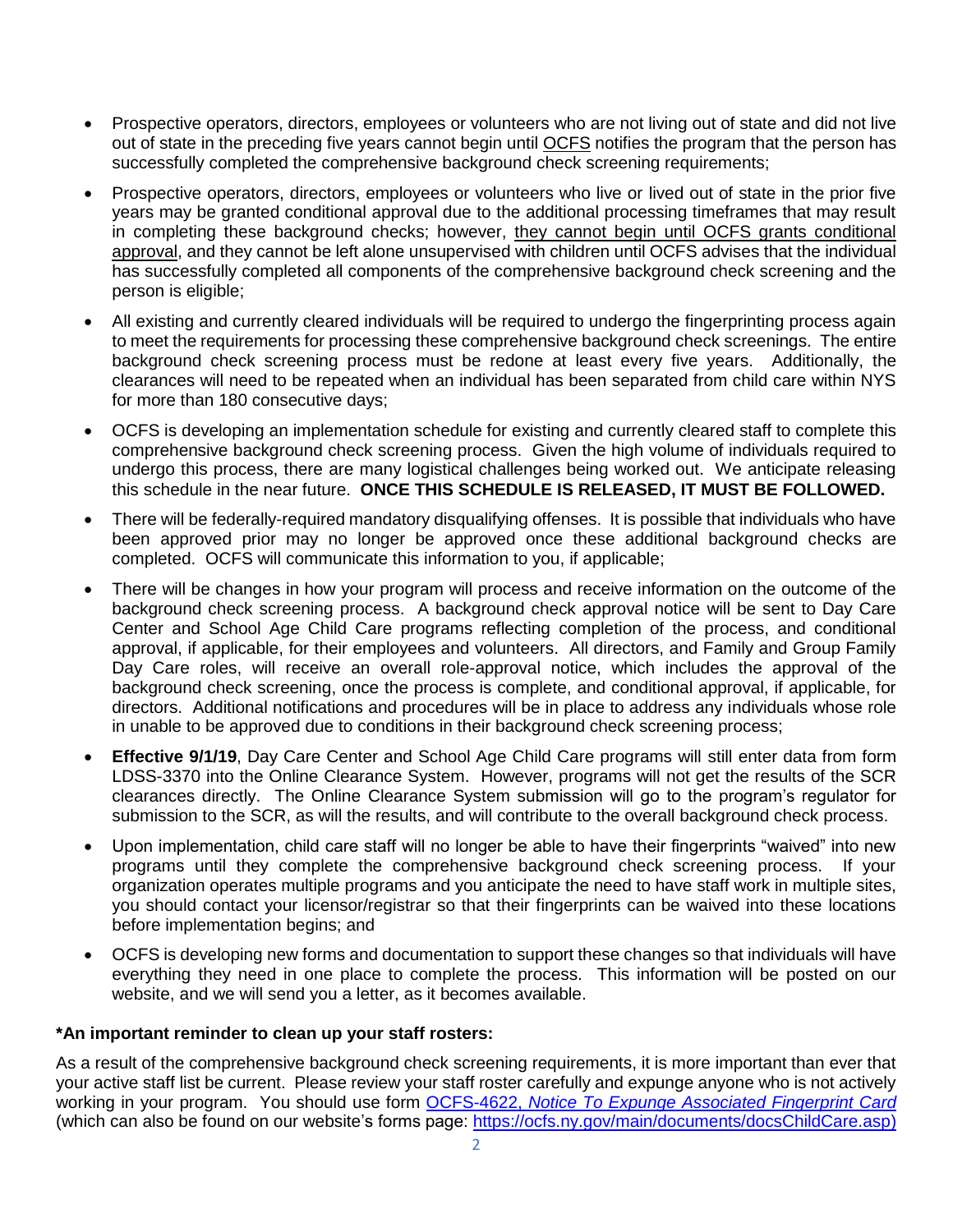- Prospective operators, directors, employees or volunteers who are not living out of state and did not live out of state in the preceding five years cannot begin until OCFS notifies the program that the person has successfully completed the comprehensive background check screening requirements;
- Prospective operators, directors, employees or volunteers who live or lived out of state in the prior five years may be granted conditional approval due to the additional processing timeframes that may result in completing these background checks; however, they cannot begin until OCFS grants conditional approval, and they cannot be left alone unsupervised with children until OCFS advises that the individual has successfully completed all components of the comprehensive background check screening and the person is eligible;
- All existing and currently cleared individuals will be required to undergo the fingerprinting process again to meet the requirements for processing these comprehensive background check screenings. The entire background check screening process must be redone at least every five years. Additionally, the clearances will need to be repeated when an individual has been separated from child care within NYS for more than 180 consecutive days;
- OCFS is developing an implementation schedule for existing and currently cleared staff to complete this comprehensive background check screening process. Given the high volume of individuals required to undergo this process, there are many logistical challenges being worked out. We anticipate releasing this schedule in the near future. **ONCE THIS SCHEDULE IS RELEASED, IT MUST BE FOLLOWED.**
- There will be federally-required mandatory disqualifying offenses. It is possible that individuals who have been approved prior may no longer be approved once these additional background checks are completed. OCFS will communicate this information to you, if applicable;
- There will be changes in how your program will process and receive information on the outcome of the background check screening process. A background check approval notice will be sent to Day Care Center and School Age Child Care programs reflecting completion of the process, and conditional approval, if applicable, for their employees and volunteers. All directors, and Family and Group Family Day Care roles, will receive an overall role-approval notice, which includes the approval of the background check screening, once the process is complete, and conditional approval, if applicable, for directors. Additional notifications and procedures will be in place to address any individuals whose role in unable to be approved due to conditions in their background check screening process;
- **Effective 9/1/19**, Day Care Center and School Age Child Care programs will still enter data from form LDSS-3370 into the Online Clearance System. However, programs will not get the results of the SCR clearances directly. The Online Clearance System submission will go to the program's regulator for submission to the SCR, as will the results, and will contribute to the overall background check process.
- Upon implementation, child care staff will no longer be able to have their fingerprints "waived" into new programs until they complete the comprehensive background check screening process. If your organization operates multiple programs and you anticipate the need to have staff work in multiple sites, you should contact your licensor/registrar so that their fingerprints can be waived into these locations before implementation begins; and
- OCFS is developing new forms and documentation to support these changes so that individuals will have everything they need in one place to complete the process. This information will be posted on our website, and we will send you a letter, as it becomes available.

**\*An important reminder to clean up your staff rosters:**

As a result of the comprehensive background check screening requirements, it is more important than ever that your active staff list be current. Please review your staff roster carefully and expunge anyone who is not actively working in your program. You should use form OCFS-4622, *Notice To Expunge Associated Fingerprint Card* (which can also be found on our website's forms page: https://ocfs.ny.gov/main/documents/docsChildCare.asp)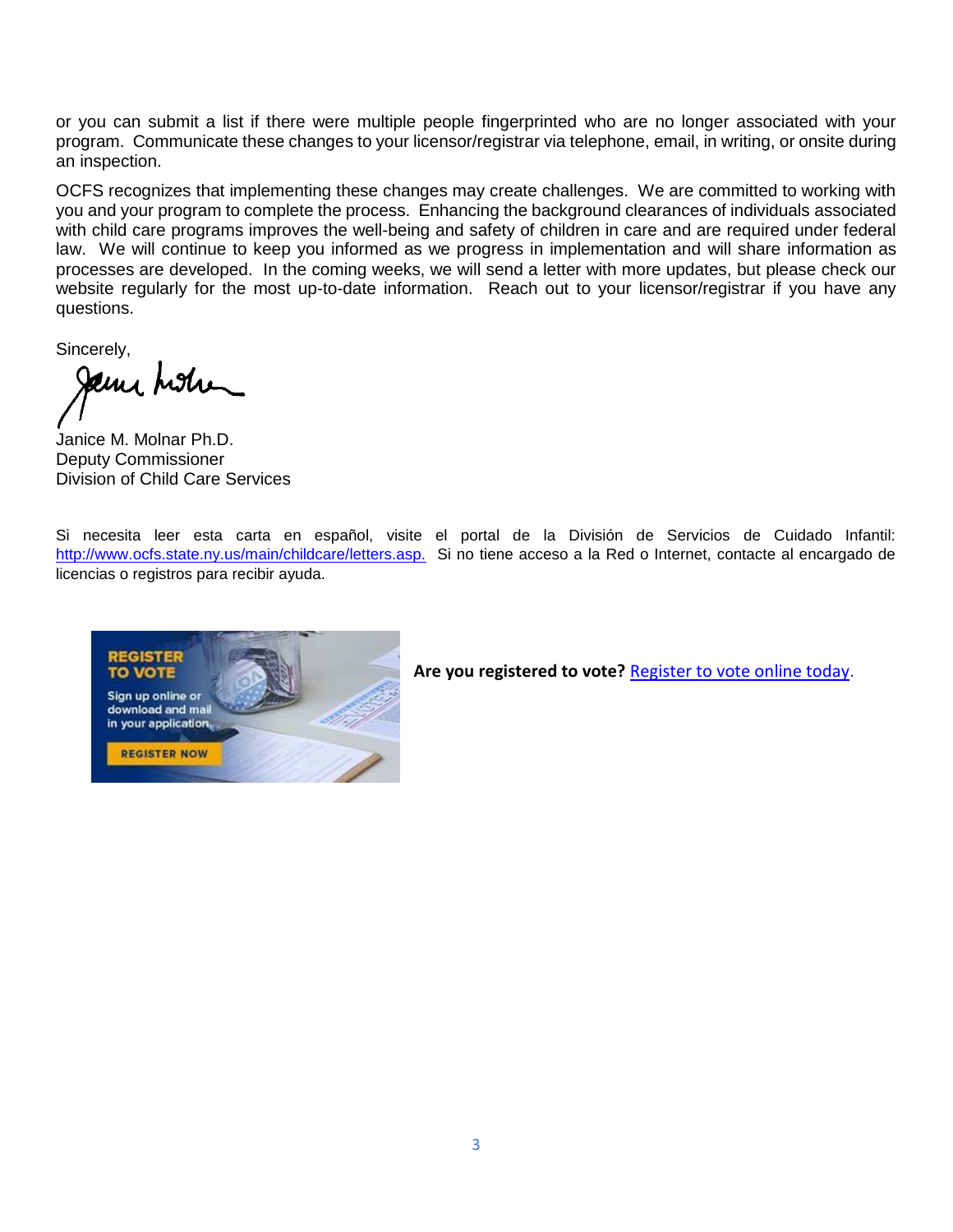or you can submit a list if there were multiple people fingerprinted who are no longer associated with your program. Communicate these changes to your licensor/registrar via telephone, email, in writing, or onsite during an inspection.

OCFS recognizes that implementing these changes may create challenges. We are committed to working with you and your program to complete the process. Enhancing the background clearances of individuals associated with child care programs improves the well-being and safety of children in care and are required under federal law. We will continue to keep you informed as we progress in implementation and will share information as processes are developed. In the coming weeks, we will send a letter with more updates, but please check our website regularly for the most up-to-date information. Reach out to your licensor/registrar if you have any questions.

Sincerely,

Janice M. Molnar Ph.D.
Deputy Commissioner
Division of Child Care Services

Si necesita leer esta carta en español, visite el portal de la División de Servicios de Cuidado Infantil: http://www.ocfs.state.ny.us/main/childcare/letters.asp. Si no tiene acceso a la Red o Internet, contacte al encargado de licencias o registros para recibir ayuda.

REGISTER TO VOTE
Sign up online or download and mail in your application.
REGISTER NOW

**Are you registered to vote?** Register to vote online today.